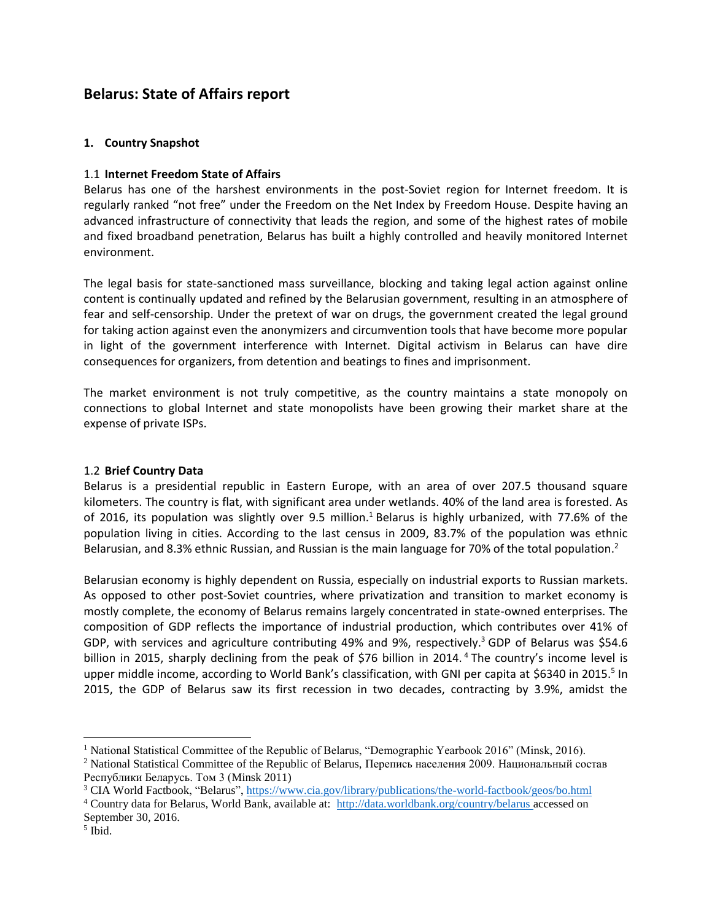# Belarus: State of Affairs report

## 1. Country Snapshot

### 1.1 Internet Freedom State of Affairs

Belarus has one of the harshest environments in the post-Soviet region for Internet freedom. It is regularly ranked "not free" under the Freedom on the Net Index by Freedom House. Despite having an advanced infrastructure of connectivity that leads the region, and some of the highest rates of mobile and fixed broadband penetration, Belarus has built a highly controlled and heavily monitored Internet environment.

The legal basis for state-sanctioned mass surveillance, blocking and taking legal action against online content is continually updated and refined by the Belarusian government, resulting in an atmosphere of fear and self-censorship. Under the pretext of war on drugs, the government created the legal ground for taking action against even the anonymizers and circumvention tools that have become more popular in light of the government interference with Internet. Digital activism in Belarus can have dire consequences for organizers, from detention and beatings to fines and imprisonment.

The market environment is not truly competitive, as the country maintains a state monopoly on connections to global Internet and state monopolists have been growing their market share at the expense of private ISPs.

### 1.2 Brief Country Data

Belarus is a presidential republic in Eastern Europe, with an area of over 207.5 thousand square kilometers. The country is flat, with significant area under wetlands. 40% of the land area is forested. As of 2016, its population was slightly over 9.5 million.[1] Belarus is highly urbanized, with 77.6% of the population living in cities. According to the last census in 2009, 83.7% of the population was ethnic Belarusian, and 8.3% ethnic Russian, and Russian is the main language for 70% of the total population.[2]

Belarusian economy is highly dependent on Russia, especially on industrial exports to Russian markets. As opposed to other post-Soviet countries, where privatization and transition to market economy is mostly complete, the economy of Belarus remains largely concentrated in state-owned enterprises. The composition of GDP reflects the importance of industrial production, which contributes over 41% of GDP, with services and agriculture contributing 49% and 9%, respectively.[3] GDP of Belarus was $54.6 billion in 2015, sharply declining from the peak of $76 billion in 2014.[4] The country's income level is upper middle income, according to World Bank's classification, with GNI per capita at $6340 in 2015.[5] In 2015, the GDP of Belarus saw its first recession in two decades, contracting by 3.9%, amidst the

---

[1] National Statistical Committee of the Republic of Belarus, "Demographic Yearbook 2016" (Minsk, 2016).

[2] National Statistical Committee of the Republic of Belarus, Перепись населения 2009. Национальный состав Республики Беларусь. Том 3 (Minsk 2011)

[3] CIA World Factbook, "Belarus", https://www.cia.gov/library/publications/the-world-factbook/geos/bo.html

[4] Country data for Belarus, World Bank, available at: http://data.worldbank.org/country/belarus accessed on September 30, 2016.

[5] Ibid.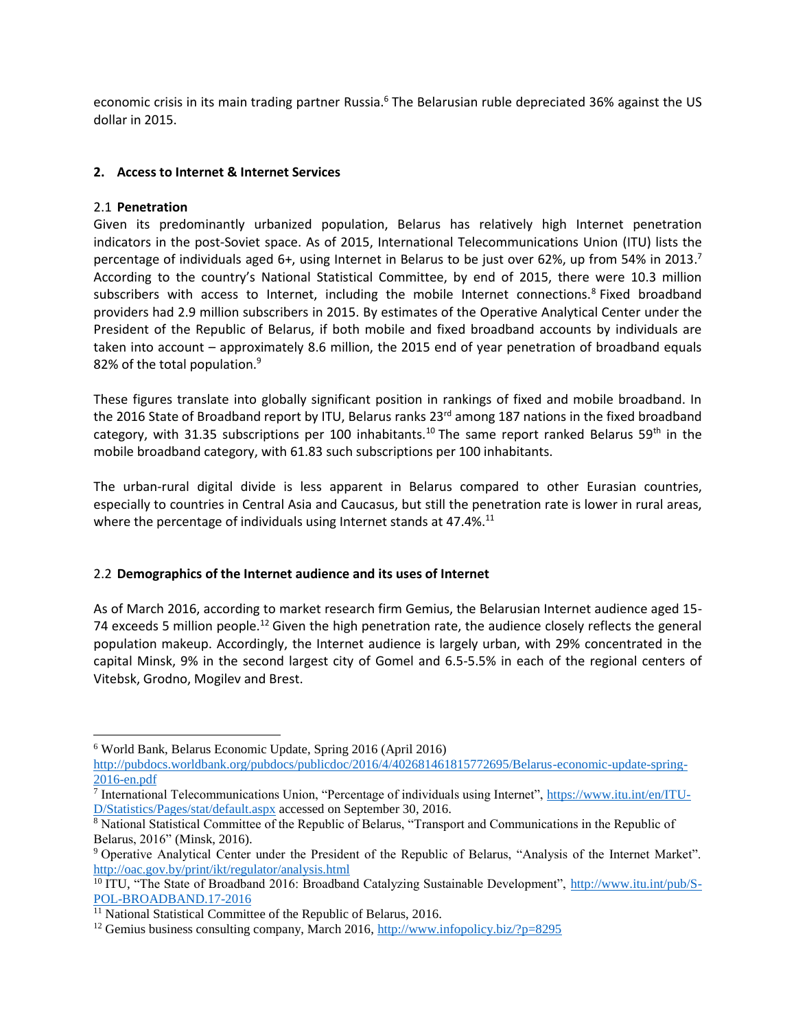economic crisis in its main trading partner Russia.[6] The Belarusian ruble depreciated 36% against the US dollar in 2015.

## 2. Access to Internet & Internet Services

### 2.1 Penetration

Given its predominantly urbanized population, Belarus has relatively high Internet penetration indicators in the post-Soviet space. As of 2015, International Telecommunications Union (ITU) lists the percentage of individuals aged 6+, using Internet in Belarus to be just over 62%, up from 54% in 2013.[7] According to the country's National Statistical Committee, by end of 2015, there were 10.3 million subscribers with access to Internet, including the mobile Internet connections.[8] Fixed broadband providers had 2.9 million subscribers in 2015. By estimates of the Operative Analytical Center under the President of the Republic of Belarus, if both mobile and fixed broadband accounts by individuals are taken into account – approximately 8.6 million, the 2015 end of year penetration of broadband equals 82% of the total population.[9]

These figures translate into globally significant position in rankings of fixed and mobile broadband. In the 2016 State of Broadband report by ITU, Belarus ranks 23rd among 187 nations in the fixed broadband category, with 31.35 subscriptions per 100 inhabitants.[10] The same report ranked Belarus 59th in the mobile broadband category, with 61.83 such subscriptions per 100 inhabitants.

The urban-rural digital divide is less apparent in Belarus compared to other Eurasian countries, especially to countries in Central Asia and Caucasus, but still the penetration rate is lower in rural areas, where the percentage of individuals using Internet stands at 47.4%.[11]

### 2.2 Demographics of the Internet audience and its uses of Internet

As of March 2016, according to market research firm Gemius, the Belarusian Internet audience aged 15-74 exceeds 5 million people.[12] Given the high penetration rate, the audience closely reflects the general population makeup. Accordingly, the Internet audience is largely urban, with 29% concentrated in the capital Minsk, 9% in the second largest city of Gomel and 6.5-5.5% in each of the regional centers of Vitebsk, Grodno, Mogilev and Brest.

---

[6] World Bank, Belarus Economic Update, Spring 2016 (April 2016) http://pubdocs.worldbank.org/pubdocs/publicdoc/2016/4/402681461815772695/Belarus-economic-update-spring-2016-en.pdf

[7] International Telecommunications Union, "Percentage of individuals using Internet", https://www.itu.int/en/ITU-D/Statistics/Pages/stat/default.aspx accessed on September 30, 2016.

[8] National Statistical Committee of the Republic of Belarus, "Transport and Communications in the Republic of Belarus, 2016" (Minsk, 2016).

[9] Operative Analytical Center under the President of the Republic of Belarus, "Analysis of the Internet Market". http://oac.gov.by/print/ikt/regulator/analysis.html

[10] ITU, "The State of Broadband 2016: Broadband Catalyzing Sustainable Development", http://www.itu.int/pub/S-POL-BROADBAND.17-2016

[11] National Statistical Committee of the Republic of Belarus, 2016.

[12] Gemius business consulting company, March 2016, http://www.infopolicy.biz/?p=8295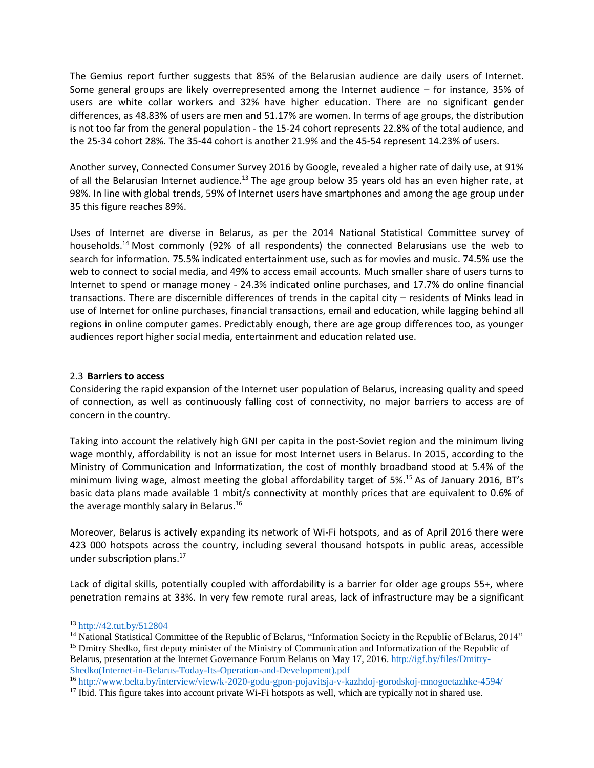The Gemius report further suggests that 85% of the Belarusian audience are daily users of Internet. Some general groups are likely overrepresented among the Internet audience – for instance, 35% of users are white collar workers and 32% have higher education. There are no significant gender differences, as 48.83% of users are men and 51.17% are women. In terms of age groups, the distribution is not too far from the general population - the 15-24 cohort represents 22.8% of the total audience, and the 25-34 cohort 28%. The 35-44 cohort is another 21.9% and the 45-54 represent 14.23% of users.

Another survey, Connected Consumer Survey 2016 by Google, revealed a higher rate of daily use, at 91% of all the Belarusian Internet audience.[13] The age group below 35 years old has an even higher rate, at 98%. In line with global trends, 59% of Internet users have smartphones and among the age group under 35 this figure reaches 89%.

Uses of Internet are diverse in Belarus, as per the 2014 National Statistical Committee survey of households.[14] Most commonly (92% of all respondents) the connected Belarusians use the web to search for information. 75.5% indicated entertainment use, such as for movies and music. 74.5% use the web to connect to social media, and 49% to access email accounts. Much smaller share of users turns to Internet to spend or manage money - 24.3% indicated online purchases, and 17.7% do online financial transactions. There are discernible differences of trends in the capital city – residents of Minks lead in use of Internet for online purchases, financial transactions, email and education, while lagging behind all regions in online computer games. Predictably enough, there are age group differences too, as younger audiences report higher social media, entertainment and education related use.

### 2.3 **Barriers to access**

Considering the rapid expansion of the Internet user population of Belarus, increasing quality and speed of connection, as well as continuously falling cost of connectivity, no major barriers to access are of concern in the country.

Taking into account the relatively high GNI per capita in the post-Soviet region and the minimum living wage monthly, affordability is not an issue for most Internet users in Belarus. In 2015, according to the Ministry of Communication and Informatization, the cost of monthly broadband stood at 5.4% of the minimum living wage, almost meeting the global affordability target of 5%.[15] As of January 2016, BT's basic data plans made available 1 mbit/s connectivity at monthly prices that are equivalent to 0.6% of the average monthly salary in Belarus.[16]

Moreover, Belarus is actively expanding its network of Wi-Fi hotspots, and as of April 2016 there were 423 000 hotspots across the country, including several thousand hotspots in public areas, accessible under subscription plans.[17]

Lack of digital skills, potentially coupled with affordability is a barrier for older age groups 55+, where penetration remains at 33%. In very few remote rural areas, lack of infrastructure may be a significant

---

[13] http://42.tut.by/512804

[14] National Statistical Committee of the Republic of Belarus, "Information Society in the Republic of Belarus, 2014"

[15] Dmitry Shedko, first deputy minister of the Ministry of Communication and Informatization of the Republic of Belarus, presentation at the Internet Governance Forum Belarus on May 17, 2016. http://igf.by/files/Dmitry-Shedko(Internet-in-Belarus-Today-Its-Operation-and-Development).pdf

[16] http://www.belta.by/interview/view/k-2020-godu-gpon-pojavitsja-v-kazhdoj-gorodskoj-mnogoetazhke-4594/

[17] Ibid. This figure takes into account private Wi-Fi hotspots as well, which are typically not in shared use.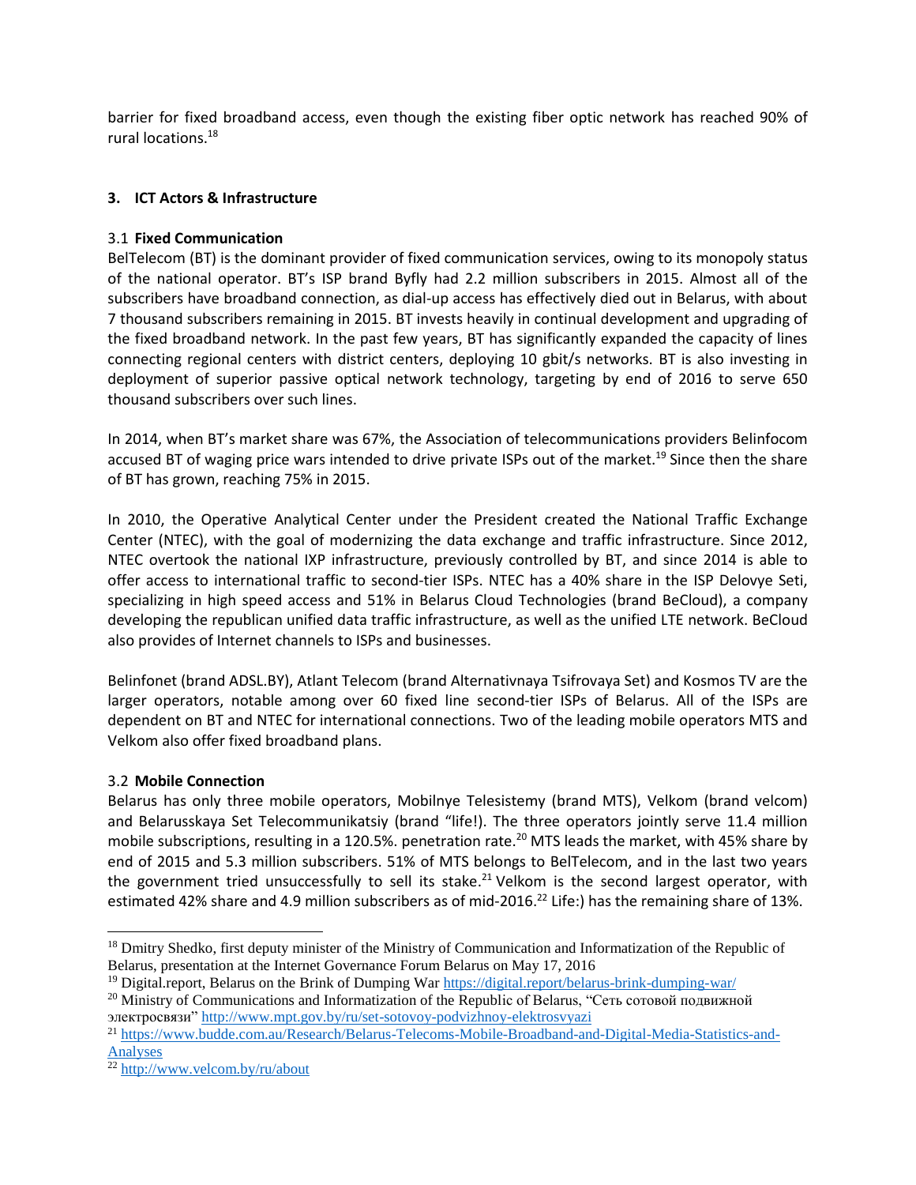barrier for fixed broadband access, even though the existing fiber optic network has reached 90% of rural locations.[18]

## 3. ICT Actors & Infrastructure

### 3.1 Fixed Communication

BelTelecom (BT) is the dominant provider of fixed communication services, owing to its monopoly status of the national operator. BT's ISP brand Byfly had 2.2 million subscribers in 2015. Almost all of the subscribers have broadband connection, as dial-up access has effectively died out in Belarus, with about 7 thousand subscribers remaining in 2015. BT invests heavily in continual development and upgrading of the fixed broadband network. In the past few years, BT has significantly expanded the capacity of lines connecting regional centers with district centers, deploying 10 gbit/s networks. BT is also investing in deployment of superior passive optical network technology, targeting by end of 2016 to serve 650 thousand subscribers over such lines.

In 2014, when BT's market share was 67%, the Association of telecommunications providers Belinfocom accused BT of waging price wars intended to drive private ISPs out of the market.[19] Since then the share of BT has grown, reaching 75% in 2015.

In 2010, the Operative Analytical Center under the President created the National Traffic Exchange Center (NTEC), with the goal of modernizing the data exchange and traffic infrastructure. Since 2012, NTEC overtook the national IXP infrastructure, previously controlled by BT, and since 2014 is able to offer access to international traffic to second-tier ISPs. NTEC has a 40% share in the ISP Delovye Seti, specializing in high speed access and 51% in Belarus Cloud Technologies (brand BeCloud), a company developing the republican unified data traffic infrastructure, as well as the unified LTE network. BeCloud also provides of Internet channels to ISPs and businesses.

Belinfonet (brand ADSL.BY), Atlant Telecom (brand Alternativnaya Tsifrovaya Set) and Kosmos TV are the larger operators, notable among over 60 fixed line second-tier ISPs of Belarus. All of the ISPs are dependent on BT and NTEC for international connections. Two of the leading mobile operators MTS and Velkom also offer fixed broadband plans.

### 3.2 Mobile Connection

Belarus has only three mobile operators, Mobilnye Telesistemy (brand MTS), Velkom (brand velcom) and Belarusskaya Set Telecommunikatsiy (brand "life!). The three operators jointly serve 11.4 million mobile subscriptions, resulting in a 120.5%. penetration rate.[20] MTS leads the market, with 45% share by end of 2015 and 5.3 million subscribers. 51% of MTS belongs to BelTelecom, and in the last two years the government tried unsuccessfully to sell its stake.[21] Velkom is the second largest operator, with estimated 42% share and 4.9 million subscribers as of mid-2016.[22] Life:) has the remaining share of 13%.

---

[18] Dmitry Shedko, first deputy minister of the Ministry of Communication and Informatization of the Republic of Belarus, presentation at the Internet Governance Forum Belarus on May 17, 2016

[19] Digital.report, Belarus on the Brink of Dumping War https://digital.report/belarus-brink-dumping-war/

[20] Ministry of Communications and Informatization of the Republic of Belarus, "Сеть сотовой подвижной электросвязи" http://www.mpt.gov.by/ru/set-sotovoy-podvizhnoy-elektrosvyazi

[21] https://www.budde.com.au/Research/Belarus-Telecoms-Mobile-Broadband-and-Digital-Media-Statistics-and-Analyses

[22] http://www.velcom.by/ru/about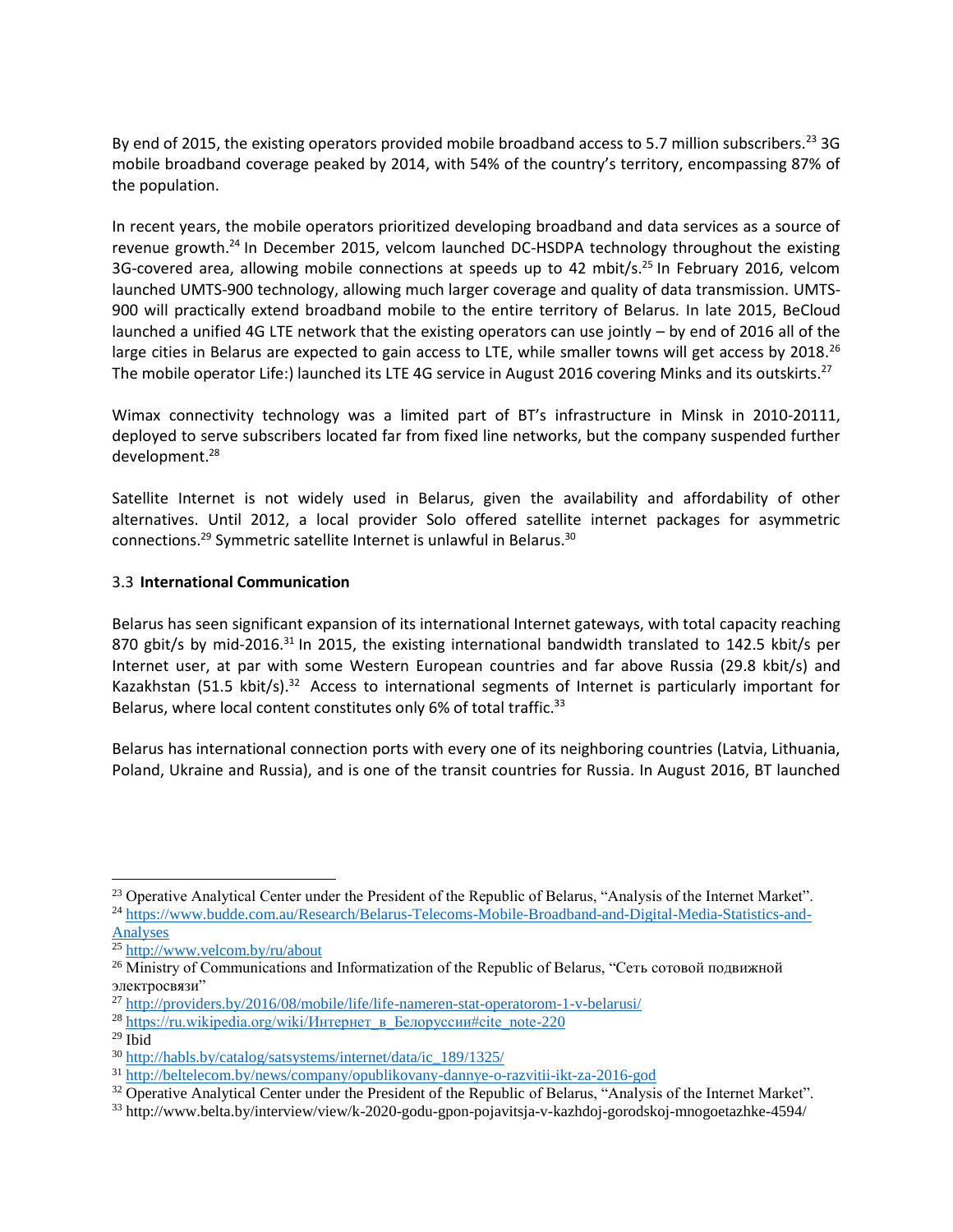By end of 2015, the existing operators provided mobile broadband access to 5.7 million subscribers.[23] 3G mobile broadband coverage peaked by 2014, with 54% of the country's territory, encompassing 87% of the population.

In recent years, the mobile operators prioritized developing broadband and data services as a source of revenue growth.[24] In December 2015, velcom launched DC-HSDPA technology throughout the existing 3G-covered area, allowing mobile connections at speeds up to 42 mbit/s.[25] In February 2016, velcom launched UMTS-900 technology, allowing much larger coverage and quality of data transmission. UMTS-900 will practically extend broadband mobile to the entire territory of Belarus. In late 2015, BeCloud launched a unified 4G LTE network that the existing operators can use jointly – by end of 2016 all of the large cities in Belarus are expected to gain access to LTE, while smaller towns will get access by 2018.[26] The mobile operator Life:) launched its LTE 4G service in August 2016 covering Minks and its outskirts.[27]

Wimax connectivity technology was a limited part of BT's infrastructure in Minsk in 2010-20111, deployed to serve subscribers located far from fixed line networks, but the company suspended further development.[28]

Satellite Internet is not widely used in Belarus, given the availability and affordability of other alternatives. Until 2012, a local provider Solo offered satellite internet packages for asymmetric connections.[29] Symmetric satellite Internet is unlawful in Belarus.[30]

### 3.3 **International Communication**

Belarus has seen significant expansion of its international Internet gateways, with total capacity reaching 870 gbit/s by mid-2016.[31] In 2015, the existing international bandwidth translated to 142.5 kbit/s per Internet user, at par with some Western European countries and far above Russia (29.8 kbit/s) and Kazakhstan (51.5 kbit/s).[32] Access to international segments of Internet is particularly important for Belarus, where local content constitutes only 6% of total traffic.[33]

Belarus has international connection ports with every one of its neighboring countries (Latvia, Lithuania, Poland, Ukraine and Russia), and is one of the transit countries for Russia. In August 2016, BT launched

---

[23] Operative Analytical Center under the President of the Republic of Belarus, "Analysis of the Internet Market".

[24] https://www.budde.com.au/Research/Belarus-Telecoms-Mobile-Broadband-and-Digital-Media-Statistics-and-Analyses

[25] http://www.velcom.by/ru/about

[26] Ministry of Communications and Informatization of the Republic of Belarus, "Сеть сотовой подвижной электросвязи"

[27] http://providers.by/2016/08/mobile/life/life-nameren-stat-operatorom-1-v-belarusi/

[28] https://ru.wikipedia.org/wiki/Интернет_в_Белоруссии#cite_note-220

[29] Ibid

[30] http://habls.by/catalog/satsystems/internet/data/ic_189/1325/

[31] http://beltelecom.by/news/company/opublikovany-dannye-o-razvitii-ikt-za-2016-god

[32] Operative Analytical Center under the President of the Republic of Belarus, "Analysis of the Internet Market".

[33] http://www.belta.by/interview/view/k-2020-godu-gpon-pojavitsja-v-kazhdoj-gorodskoj-mnogoetazhke-4594/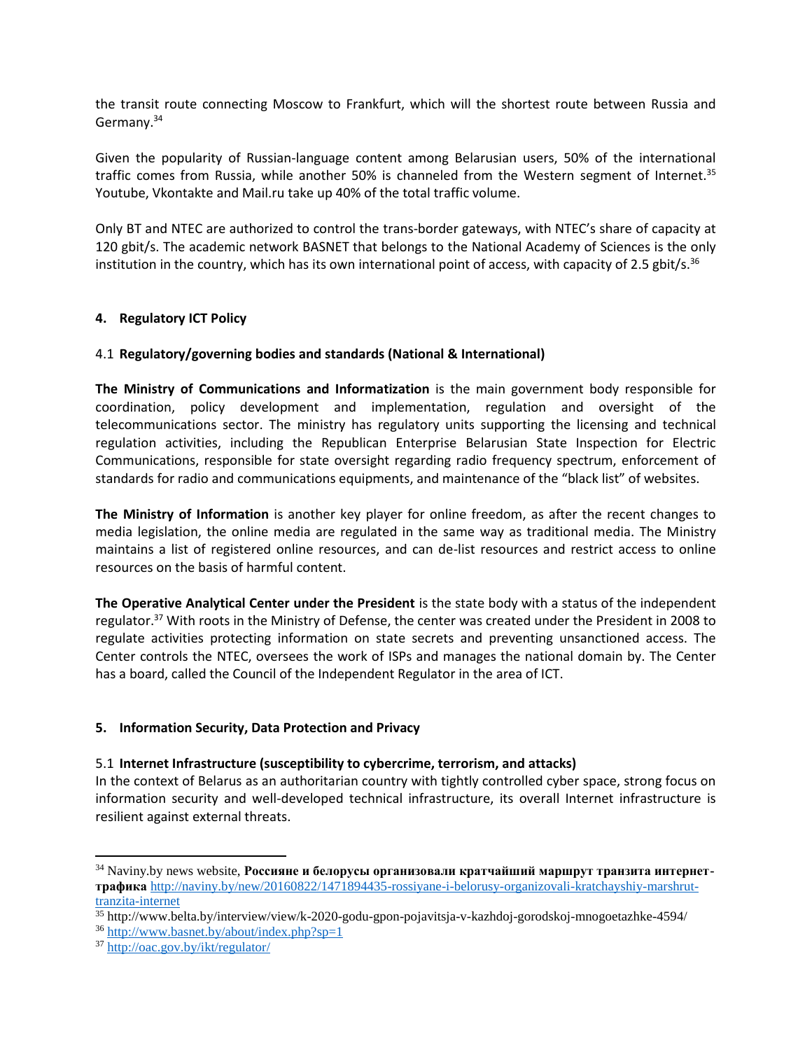the transit route connecting Moscow to Frankfurt, which will the shortest route between Russia and Germany.[34]

Given the popularity of Russian-language content among Belarusian users, 50% of the international traffic comes from Russia, while another 50% is channeled from the Western segment of Internet.[35] Youtube, Vkontakte and Mail.ru take up 40% of the total traffic volume.

Only BT and NTEC are authorized to control the trans-border gateways, with NTEC's share of capacity at 120 gbit/s. The academic network BASNET that belongs to the National Academy of Sciences is the only institution in the country, which has its own international point of access, with capacity of 2.5 gbit/s.[36]

## 4. Regulatory ICT Policy

### 4.1 Regulatory/governing bodies and standards (National & International)

**The Ministry of Communications and Informatization** is the main government body responsible for coordination, policy development and implementation, regulation and oversight of the telecommunications sector. The ministry has regulatory units supporting the licensing and technical regulation activities, including the Republican Enterprise Belarusian State Inspection for Electric Communications, responsible for state oversight regarding radio frequency spectrum, enforcement of standards for radio and communications equipments, and maintenance of the "black list" of websites.

**The Ministry of Information** is another key player for online freedom, as after the recent changes to media legislation, the online media are regulated in the same way as traditional media. The Ministry maintains a list of registered online resources, and can de-list resources and restrict access to online resources on the basis of harmful content.

**The Operative Analytical Center under the President** is the state body with a status of the independent regulator.[37] With roots in the Ministry of Defense, the center was created under the President in 2008 to regulate activities protecting information on state secrets and preventing unsanctioned access. The Center controls the NTEC, oversees the work of ISPs and manages the national domain by. The Center has a board, called the Council of the Independent Regulator in the area of ICT.

## 5. Information Security, Data Protection and Privacy

### 5.1 Internet Infrastructure (susceptibility to cybercrime, terrorism, and attacks)

In the context of Belarus as an authoritarian country with tightly controlled cyber space, strong focus on information security and well-developed technical infrastructure, its overall Internet infrastructure is resilient against external threats.

---

[34] Naviny.by news website, **Россияне и белорусы организовали кратчайший маршрут транзита интернет-трафика** http://naviny.by/new/20160822/1471894435-rossiyane-i-belorusy-organizovali-kratchayshiy-marshrut-tranzita-internet

[35] http://www.belta.by/interview/view/k-2020-godu-gpon-pojavitsja-v-kazhdoj-gorodskoj-mnogoetazhke-4594/

[36] http://www.basnet.by/about/index.php?sp=1

[37] http://oac.gov.by/ikt/regulator/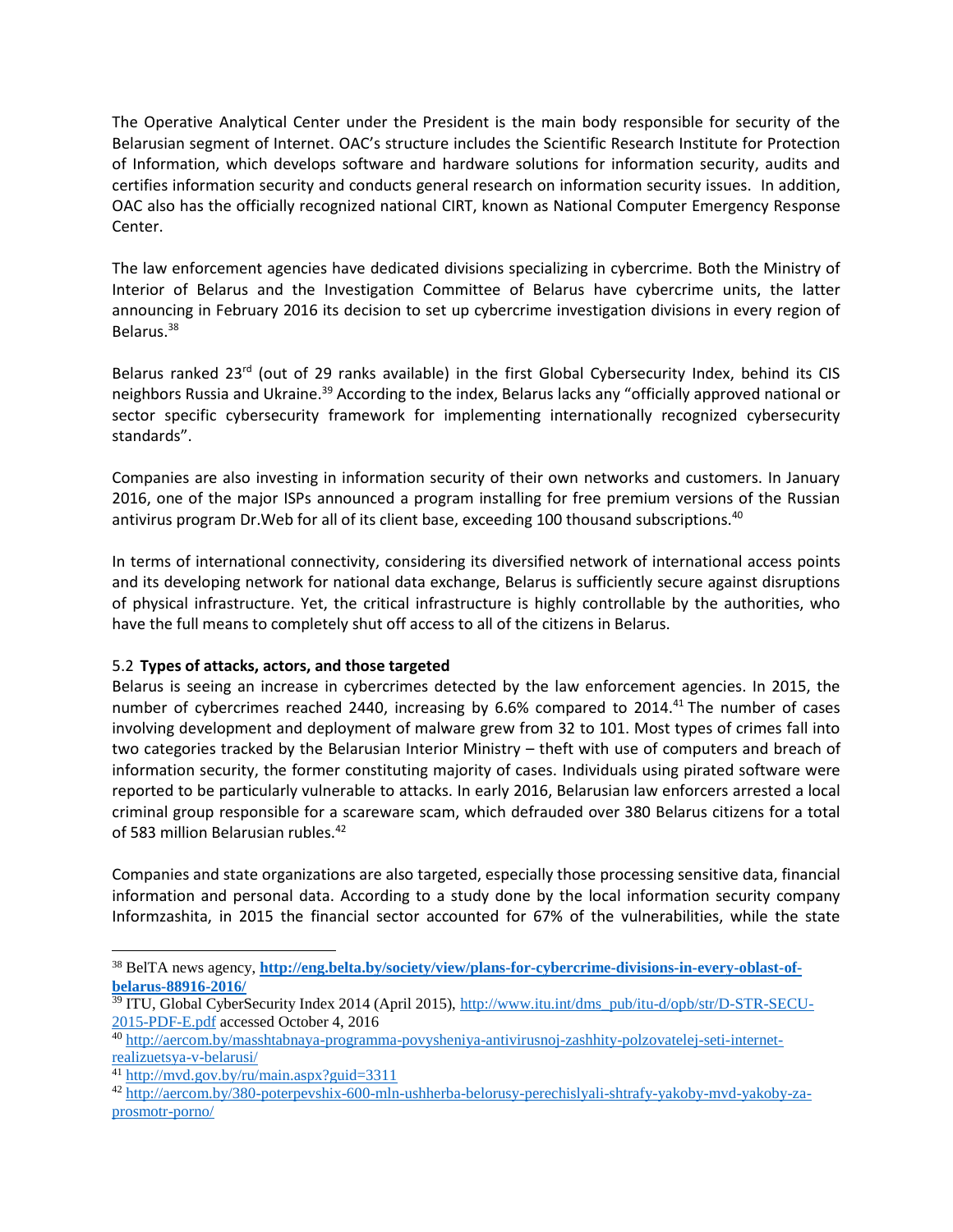The Operative Analytical Center under the President is the main body responsible for security of the Belarusian segment of Internet. OAC's structure includes the Scientific Research Institute for Protection of Information, which develops software and hardware solutions for information security, audits and certifies information security and conducts general research on information security issues. In addition, OAC also has the officially recognized national CIRT, known as National Computer Emergency Response Center.

The law enforcement agencies have dedicated divisions specializing in cybercrime. Both the Ministry of Interior of Belarus and the Investigation Committee of Belarus have cybercrime units, the latter announcing in February 2016 its decision to set up cybercrime investigation divisions in every region of Belarus.[38]

Belarus ranked 23rd (out of 29 ranks available) in the first Global Cybersecurity Index, behind its CIS neighbors Russia and Ukraine.[39] According to the index, Belarus lacks any "officially approved national or sector specific cybersecurity framework for implementing internationally recognized cybersecurity standards".

Companies are also investing in information security of their own networks and customers. In January 2016, one of the major ISPs announced a program installing for free premium versions of the Russian antivirus program Dr.Web for all of its client base, exceeding 100 thousand subscriptions.[40]

In terms of international connectivity, considering its diversified network of international access points and its developing network for national data exchange, Belarus is sufficiently secure against disruptions of physical infrastructure. Yet, the critical infrastructure is highly controllable by the authorities, who have the full means to completely shut off access to all of the citizens in Belarus.

### 5.2 **Types of attacks, actors, and those targeted**

Belarus is seeing an increase in cybercrimes detected by the law enforcement agencies. In 2015, the number of cybercrimes reached 2440, increasing by 6.6% compared to 2014.[41] The number of cases involving development and deployment of malware grew from 32 to 101. Most types of crimes fall into two categories tracked by the Belarusian Interior Ministry – theft with use of computers and breach of information security, the former constituting majority of cases. Individuals using pirated software were reported to be particularly vulnerable to attacks. In early 2016, Belarusian law enforcers arrested a local criminal group responsible for a scareware scam, which defrauded over 380 Belarus citizens for a total of 583 million Belarusian rubles.[42]

Companies and state organizations are also targeted, especially those processing sensitive data, financial information and personal data. According to a study done by the local information security company Informzashita, in 2015 the financial sector accounted for 67% of the vulnerabilities, while the state

---

[38] BelTA news agency, **http://eng.belta.by/society/view/plans-for-cybercrime-divisions-in-every-oblast-of-belarus-88916-2016/**

[39] ITU, Global CyberSecurity Index 2014 (April 2015), http://www.itu.int/dms_pub/itu-d/opb/str/D-STR-SECU-2015-PDF-E.pdf accessed October 4, 2016

[40] http://aercom.by/masshtabnaya-programma-povysheniya-antivirusnoj-zashhity-polzovatelej-seti-internet-realizuetsya-v-belarusi/

[41] http://mvd.gov.by/ru/main.aspx?guid=3311

[42] http://aercom.by/380-poterpevshix-600-mln-ushherba-belorusy-perechislyali-shtrafy-yakoby-mvd-yakoby-za-prosmotr-porno/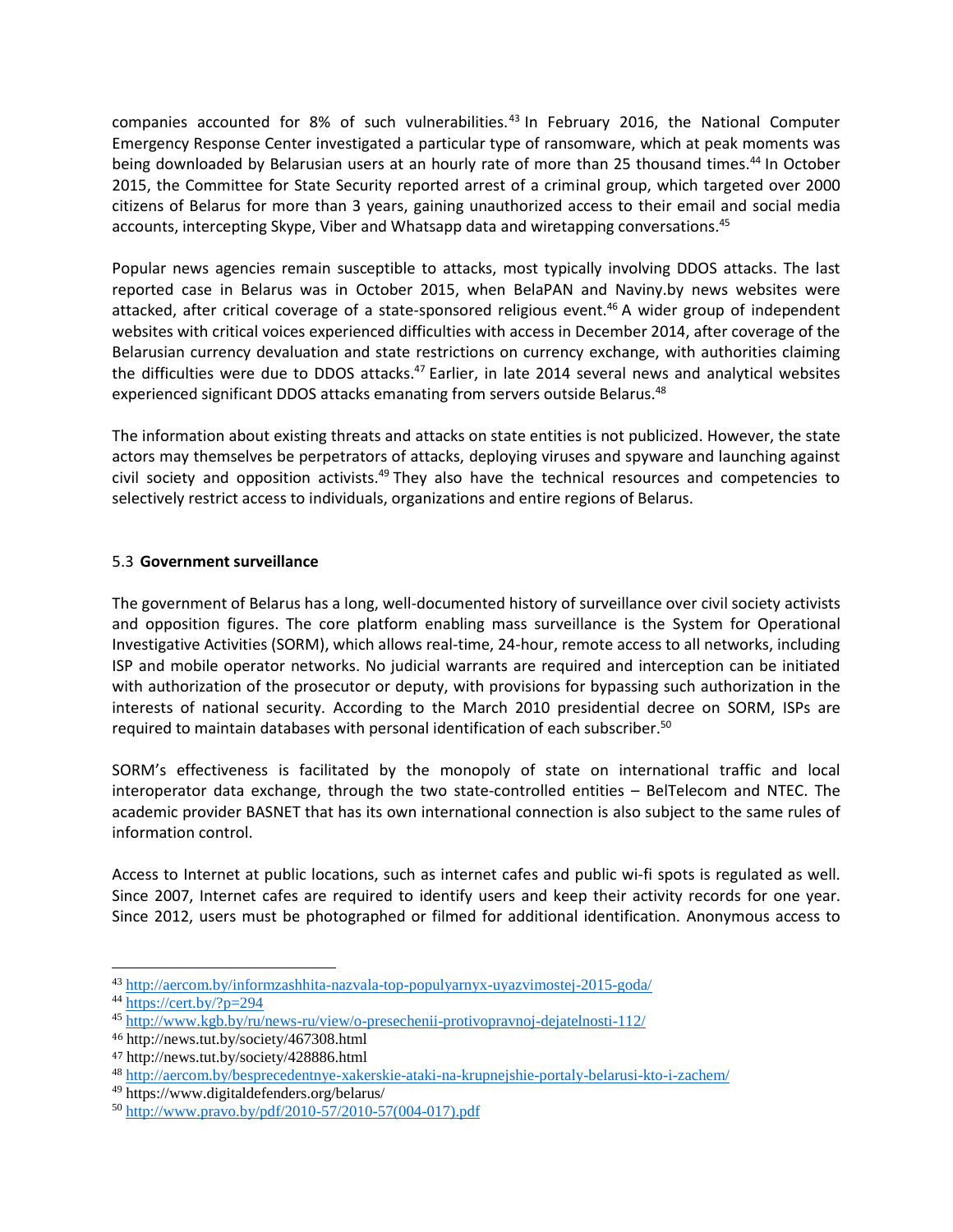companies accounted for 8% of such vulnerabilities.[43] In February 2016, the National Computer Emergency Response Center investigated a particular type of ransomware, which at peak moments was being downloaded by Belarusian users at an hourly rate of more than 25 thousand times.[44] In October 2015, the Committee for State Security reported arrest of a criminal group, which targeted over 2000 citizens of Belarus for more than 3 years, gaining unauthorized access to their email and social media accounts, intercepting Skype, Viber and Whatsapp data and wiretapping conversations.[45]

Popular news agencies remain susceptible to attacks, most typically involving DDOS attacks. The last reported case in Belarus was in October 2015, when BelaPAN and Naviny.by news websites were attacked, after critical coverage of a state-sponsored religious event.[46] A wider group of independent websites with critical voices experienced difficulties with access in December 2014, after coverage of the Belarusian currency devaluation and state restrictions on currency exchange, with authorities claiming the difficulties were due to DDOS attacks.[47] Earlier, in late 2014 several news and analytical websites experienced significant DDOS attacks emanating from servers outside Belarus.[48]

The information about existing threats and attacks on state entities is not publicized. However, the state actors may themselves be perpetrators of attacks, deploying viruses and spyware and launching against civil society and opposition activists.[49] They also have the technical resources and competencies to selectively restrict access to individuals, organizations and entire regions of Belarus.

### 5.3 **Government surveillance**

The government of Belarus has a long, well-documented history of surveillance over civil society activists and opposition figures. The core platform enabling mass surveillance is the System for Operational Investigative Activities (SORM), which allows real-time, 24-hour, remote access to all networks, including ISP and mobile operator networks. No judicial warrants are required and interception can be initiated with authorization of the prosecutor or deputy, with provisions for bypassing such authorization in the interests of national security. According to the March 2010 presidential decree on SORM, ISPs are required to maintain databases with personal identification of each subscriber.[50]

SORM's effectiveness is facilitated by the monopoly of state on international traffic and local interoperator data exchange, through the two state-controlled entities – BelTelecom and NTEC. The academic provider BASNET that has its own international connection is also subject to the same rules of information control.

Access to Internet at public locations, such as internet cafes and public wi-fi spots is regulated as well. Since 2007, Internet cafes are required to identify users and keep their activity records for one year. Since 2012, users must be photographed or filmed for additional identification. Anonymous access to

---

[43] http://aercom.by/informzashhita-nazvala-top-populyarnyx-uyazvimostej-2015-goda/

[44] https://cert.by/?p=294

[45] http://www.kgb.by/ru/news-ru/view/o-presechenii-protivopravnoj-dejatelnosti-112/

[46] http://news.tut.by/society/467308.html

[47] http://news.tut.by/society/428886.html

[48] http://aercom.by/besprecedentnye-xakerskie-ataki-na-krupnejshie-portaly-belarusi-kto-i-zachem/

[49] https://www.digitaldefenders.org/belarus/

[50] http://www.pravo.by/pdf/2010-57/2010-57(004-017).pdf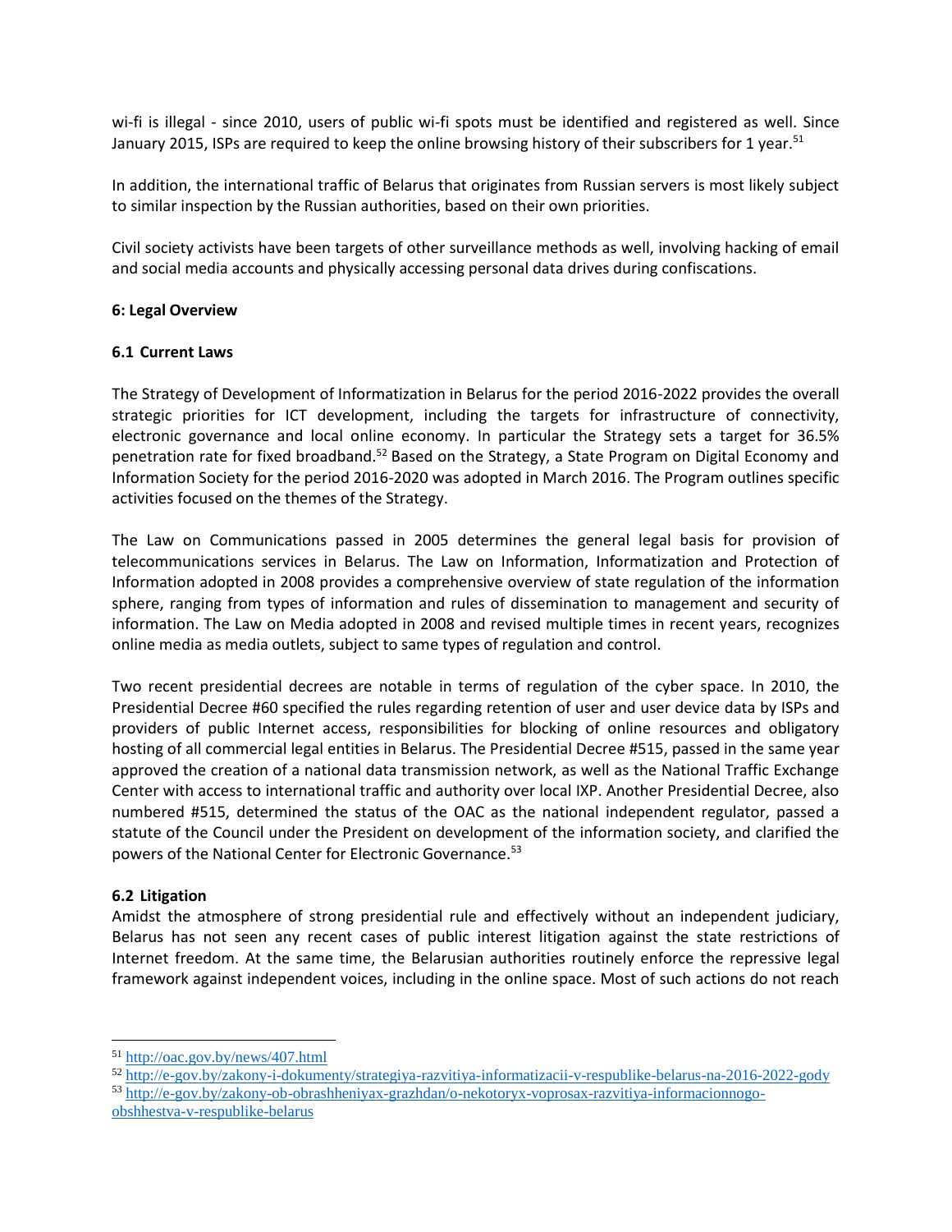wi-fi is illegal - since 2010, users of public wi-fi spots must be identified and registered as well. Since January 2015, ISPs are required to keep the online browsing history of their subscribers for 1 year.[51]

In addition, the international traffic of Belarus that originates from Russian servers is most likely subject to similar inspection by the Russian authorities, based on their own priorities.

Civil society activists have been targets of other surveillance methods as well, involving hacking of email and social media accounts and physically accessing personal data drives during confiscations.

## 6: Legal Overview

### 6.1 Current Laws

The Strategy of Development of Informatization in Belarus for the period 2016-2022 provides the overall strategic priorities for ICT development, including the targets for infrastructure of connectivity, electronic governance and local online economy. In particular the Strategy sets a target for 36.5% penetration rate for fixed broadband.[52] Based on the Strategy, a State Program on Digital Economy and Information Society for the period 2016-2020 was adopted in March 2016. The Program outlines specific activities focused on the themes of the Strategy.

The Law on Communications passed in 2005 determines the general legal basis for provision of telecommunications services in Belarus. The Law on Information, Informatization and Protection of Information adopted in 2008 provides a comprehensive overview of state regulation of the information sphere, ranging from types of information and rules of dissemination to management and security of information. The Law on Media adopted in 2008 and revised multiple times in recent years, recognizes online media as media outlets, subject to same types of regulation and control.

Two recent presidential decrees are notable in terms of regulation of the cyber space. In 2010, the Presidential Decree #60 specified the rules regarding retention of user and user device data by ISPs and providers of public Internet access, responsibilities for blocking of online resources and obligatory hosting of all commercial legal entities in Belarus. The Presidential Decree #515, passed in the same year approved the creation of a national data transmission network, as well as the National Traffic Exchange Center with access to international traffic and authority over local IXP. Another Presidential Decree, also numbered #515, determined the status of the OAC as the national independent regulator, passed a statute of the Council under the President on development of the information society, and clarified the powers of the National Center for Electronic Governance.[53]

### 6.2 Litigation

Amidst the atmosphere of strong presidential rule and effectively without an independent judiciary, Belarus has not seen any recent cases of public interest litigation against the state restrictions of Internet freedom. At the same time, the Belarusian authorities routinely enforce the repressive legal framework against independent voices, including in the online space. Most of such actions do not reach

---

[51] http://oac.gov.by/news/407.html

[52] http://e-gov.by/zakony-i-dokumenty/strategiya-razvitiya-informatizacii-v-respublike-belarus-na-2016-2022-gody

[53] http://e-gov.by/zakony-ob-obrashheniyax-grazhdan/o-nekotoryx-voprosax-razvitiya-informacionnogo-obshhestva-v-respublike-belarus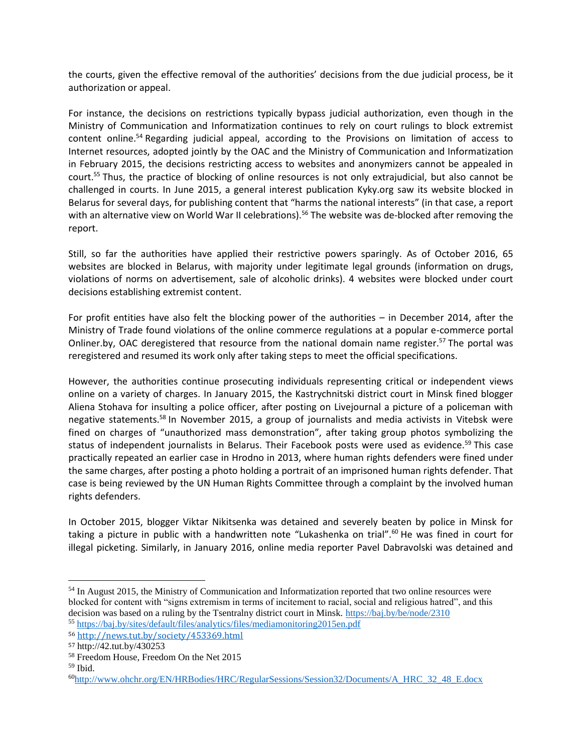the courts, given the effective removal of the authorities' decisions from the due judicial process, be it authorization or appeal.

For instance, the decisions on restrictions typically bypass judicial authorization, even though in the Ministry of Communication and Informatization continues to rely on court rulings to block extremist content online.[54] Regarding judicial appeal, according to the Provisions on limitation of access to Internet resources, adopted jointly by the OAC and the Ministry of Communication and Informatization in February 2015, the decisions restricting access to websites and anonymizers cannot be appealed in court.[55] Thus, the practice of blocking of online resources is not only extrajudicial, but also cannot be challenged in courts. In June 2015, a general interest publication Kyky.org saw its website blocked in Belarus for several days, for publishing content that "harms the national interests" (in that case, a report with an alternative view on World War II celebrations).[56] The website was de-blocked after removing the report.

Still, so far the authorities have applied their restrictive powers sparingly. As of October 2016, 65 websites are blocked in Belarus, with majority under legitimate legal grounds (information on drugs, violations of norms on advertisement, sale of alcoholic drinks). 4 websites were blocked under court decisions establishing extremist content.

For profit entities have also felt the blocking power of the authorities – in December 2014, after the Ministry of Trade found violations of the online commerce regulations at a popular e-commerce portal Onliner.by, OAC deregistered that resource from the national domain name register.[57] The portal was reregistered and resumed its work only after taking steps to meet the official specifications.

However, the authorities continue prosecuting individuals representing critical or independent views online on a variety of charges. In January 2015, the Kastrychnitski district court in Minsk fined blogger Aliena Stohava for insulting a police officer, after posting on Livejournal a picture of a policeman with negative statements.[58] In November 2015, a group of journalists and media activists in Vitebsk were fined on charges of "unauthorized mass demonstration", after taking group photos symbolizing the status of independent journalists in Belarus. Their Facebook posts were used as evidence.[59] This case practically repeated an earlier case in Hrodno in 2013, where human rights defenders were fined under the same charges, after posting a photo holding a portrait of an imprisoned human rights defender. That case is being reviewed by the UN Human Rights Committee through a complaint by the involved human rights defenders.

In October 2015, blogger Viktar Nikitsenka was detained and severely beaten by police in Minsk for taking a picture in public with a handwritten note "Lukashenka on trial".[60] He was fined in court for illegal picketing. Similarly, in January 2016, online media reporter Pavel Dabravolski was detained and

---

[54] In August 2015, the Ministry of Communication and Informatization reported that two online resources were blocked for content with "signs extremism in terms of incitement to racial, social and religious hatred", and this decision was based on a ruling by the Tsentralny district court in Minsk. https://baj.by/be/node/2310

[55] https://baj.by/sites/default/files/analytics/files/mediamonitoring2015en.pdf

[56] http://news.tut.by/society/453369.html

[57] http://42.tut.by/430253

[58] Freedom House, Freedom On the Net 2015

[59] Ibid.

[60] http://www.ohchr.org/EN/HRBodies/HRC/RegularSessions/Session32/Documents/A_HRC_32_48_E.docx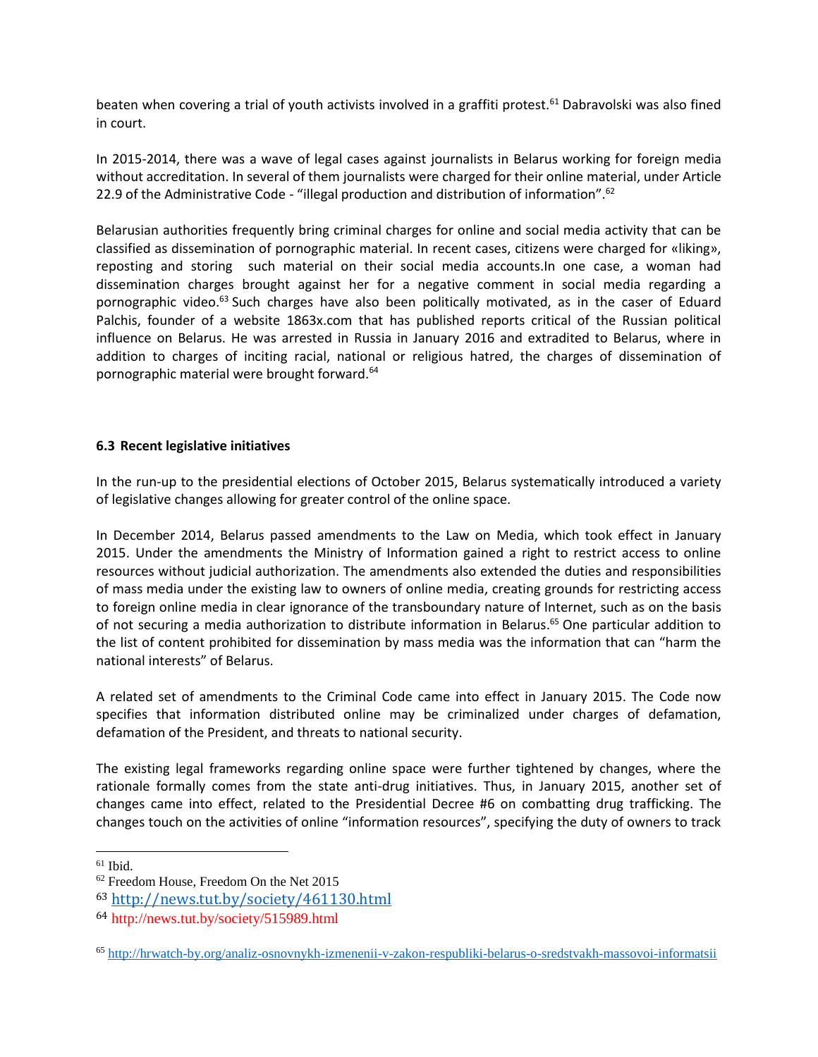beaten when covering a trial of youth activists involved in a graffiti protest.[61] Dabravolski was also fined in court.

In 2015-2014, there was a wave of legal cases against journalists in Belarus working for foreign media without accreditation. In several of them journalists were charged for their online material, under Article 22.9 of the Administrative Code - "illegal production and distribution of information".[62]

Belarusian authorities frequently bring criminal charges for online and social media activity that can be classified as dissemination of pornographic material. In recent cases, citizens were charged for «liking», reposting and storing such material on their social media accounts.In one case, a woman had dissemination charges brought against her for a negative comment in social media regarding a pornographic video.[63] Such charges have also been politically motivated, as in the caser of Eduard Palchis, founder of a website 1863x.com that has published reports critical of the Russian political influence on Belarus. He was arrested in Russia in January 2016 and extradited to Belarus, where in addition to charges of inciting racial, national or religious hatred, the charges of dissemination of pornographic material were brought forward.[64]

### 6.3 Recent legislative initiatives

In the run-up to the presidential elections of October 2015, Belarus systematically introduced a variety of legislative changes allowing for greater control of the online space.

In December 2014, Belarus passed amendments to the Law on Media, which took effect in January 2015. Under the amendments the Ministry of Information gained a right to restrict access to online resources without judicial authorization. The amendments also extended the duties and responsibilities of mass media under the existing law to owners of online media, creating grounds for restricting access to foreign online media in clear ignorance of the transboundary nature of Internet, such as on the basis of not securing a media authorization to distribute information in Belarus.[65] One particular addition to the list of content prohibited for dissemination by mass media was the information that can "harm the national interests" of Belarus.

A related set of amendments to the Criminal Code came into effect in January 2015. The Code now specifies that information distributed online may be criminalized under charges of defamation, defamation of the President, and threats to national security.

The existing legal frameworks regarding online space were further tightened by changes, where the rationale formally comes from the state anti-drug initiatives. Thus, in January 2015, another set of changes came into effect, related to the Presidential Decree #6 on combatting drug trafficking. The changes touch on the activities of online "information resources", specifying the duty of owners to track

---

[61] Ibid.

[62] Freedom House, Freedom On the Net 2015

[63] http://news.tut.by/society/461130.html

[64] http://news.tut.by/society/515989.html

[65] http://hrwatch-by.org/analiz-osnovnykh-izmenenii-v-zakon-respubliki-belarus-o-sredstvakh-massovoi-informatsii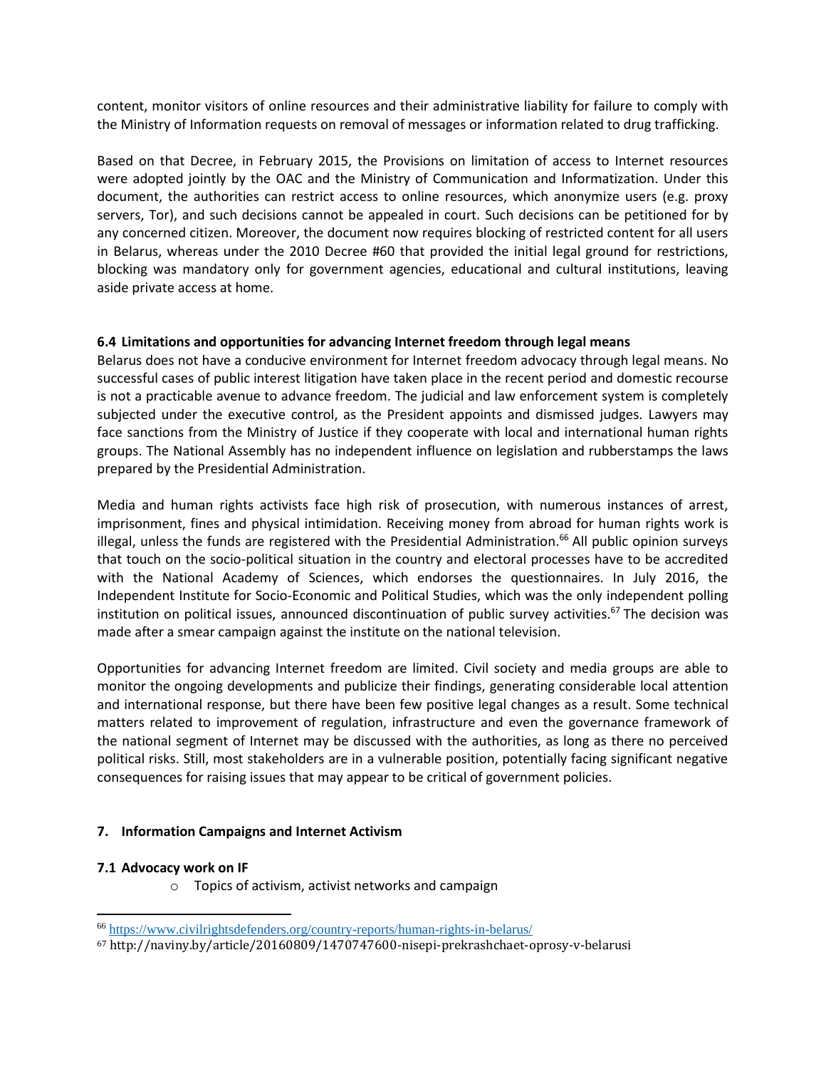content, monitor visitors of online resources and their administrative liability for failure to comply with the Ministry of Information requests on removal of messages or information related to drug trafficking.

Based on that Decree, in February 2015, the Provisions on limitation of access to Internet resources were adopted jointly by the OAC and the Ministry of Communication and Informatization. Under this document, the authorities can restrict access to online resources, which anonymize users (e.g. proxy servers, Tor), and such decisions cannot be appealed in court. Such decisions can be petitioned for by any concerned citizen. Moreover, the document now requires blocking of restricted content for all users in Belarus, whereas under the 2010 Decree #60 that provided the initial legal ground for restrictions, blocking was mandatory only for government agencies, educational and cultural institutions, leaving aside private access at home.

### 6.4 Limitations and opportunities for advancing Internet freedom through legal means

Belarus does not have a conducive environment for Internet freedom advocacy through legal means. No successful cases of public interest litigation have taken place in the recent period and domestic recourse is not a practicable avenue to advance freedom. The judicial and law enforcement system is completely subjected under the executive control, as the President appoints and dismissed judges. Lawyers may face sanctions from the Ministry of Justice if they cooperate with local and international human rights groups. The National Assembly has no independent influence on legislation and rubberstamps the laws prepared by the Presidential Administration.

Media and human rights activists face high risk of prosecution, with numerous instances of arrest, imprisonment, fines and physical intimidation. Receiving money from abroad for human rights work is illegal, unless the funds are registered with the Presidential Administration.[66] All public opinion surveys that touch on the socio-political situation in the country and electoral processes have to be accredited with the National Academy of Sciences, which endorses the questionnaires. In July 2016, the Independent Institute for Socio-Economic and Political Studies, which was the only independent polling institution on political issues, announced discontinuation of public survey activities.[67] The decision was made after a smear campaign against the institute on the national television.

Opportunities for advancing Internet freedom are limited. Civil society and media groups are able to monitor the ongoing developments and publicize their findings, generating considerable local attention and international response, but there have been few positive legal changes as a result. Some technical matters related to improvement of regulation, infrastructure and even the governance framework of the national segment of Internet may be discussed with the authorities, as long as there no perceived political risks. Still, most stakeholders are in a vulnerable position, potentially facing significant negative consequences for raising issues that may appear to be critical of government policies.

## 7. Information Campaigns and Internet Activism

### 7.1 Advocacy work on IF

- Topics of activism, activist networks and campaign

---

[66] https://www.civilrightsdefenders.org/country-reports/human-rights-in-belarus/

[67] http://naviny.by/article/20160809/1470747600-nisepi-prekrashchaet-oprosy-v-belarusi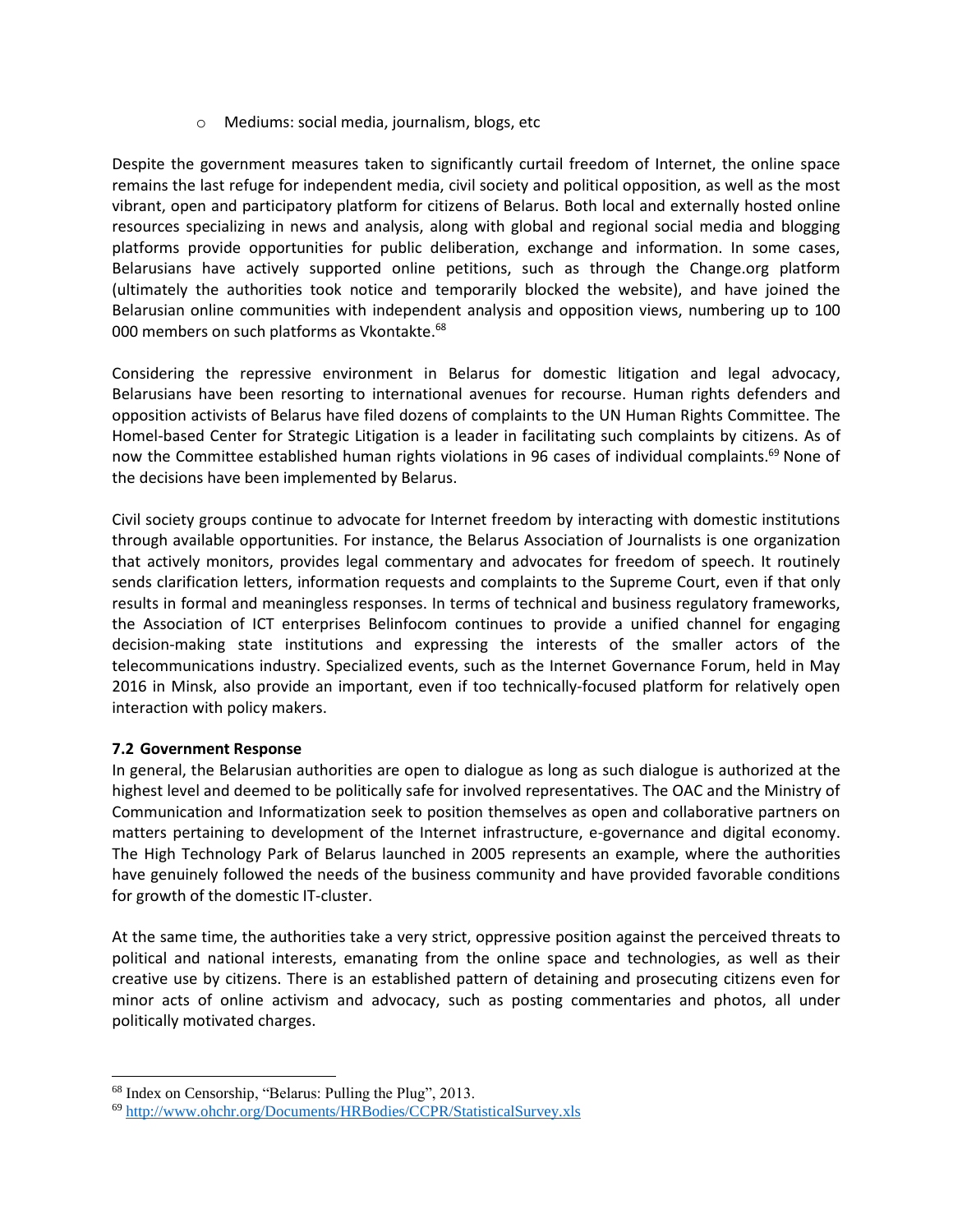- Mediums: social media, journalism, blogs, etc

Despite the government measures taken to significantly curtail freedom of Internet, the online space remains the last refuge for independent media, civil society and political opposition, as well as the most vibrant, open and participatory platform for citizens of Belarus. Both local and externally hosted online resources specializing in news and analysis, along with global and regional social media and blogging platforms provide opportunities for public deliberation, exchange and information. In some cases, Belarusians have actively supported online petitions, such as through the Change.org platform (ultimately the authorities took notice and temporarily blocked the website), and have joined the Belarusian online communities with independent analysis and opposition views, numbering up to 100 000 members on such platforms as Vkontakte.[68]

Considering the repressive environment in Belarus for domestic litigation and legal advocacy, Belarusians have been resorting to international avenues for recourse. Human rights defenders and opposition activists of Belarus have filed dozens of complaints to the UN Human Rights Committee. The Homel-based Center for Strategic Litigation is a leader in facilitating such complaints by citizens. As of now the Committee established human rights violations in 96 cases of individual complaints.[69] None of the decisions have been implemented by Belarus.

Civil society groups continue to advocate for Internet freedom by interacting with domestic institutions through available opportunities. For instance, the Belarus Association of Journalists is one organization that actively monitors, provides legal commentary and advocates for freedom of speech. It routinely sends clarification letters, information requests and complaints to the Supreme Court, even if that only results in formal and meaningless responses. In terms of technical and business regulatory frameworks, the Association of ICT enterprises Belinfocom continues to provide a unified channel for engaging decision-making state institutions and expressing the interests of the smaller actors of the telecommunications industry. Specialized events, such as the Internet Governance Forum, held in May 2016 in Minsk, also provide an important, even if too technically-focused platform for relatively open interaction with policy makers.

**7.2 Government Response**

In general, the Belarusian authorities are open to dialogue as long as such dialogue is authorized at the highest level and deemed to be politically safe for involved representatives. The OAC and the Ministry of Communication and Informatization seek to position themselves as open and collaborative partners on matters pertaining to development of the Internet infrastructure, e-governance and digital economy. The High Technology Park of Belarus launched in 2005 represents an example, where the authorities have genuinely followed the needs of the business community and have provided favorable conditions for growth of the domestic IT-cluster.

At the same time, the authorities take a very strict, oppressive position against the perceived threats to political and national interests, emanating from the online space and technologies, as well as their creative use by citizens. There is an established pattern of detaining and prosecuting citizens even for minor acts of online activism and advocacy, such as posting commentaries and photos, all under politically motivated charges.

---

[68] Index on Censorship, "Belarus: Pulling the Plug", 2013.

[69] http://www.ohchr.org/Documents/HRBodies/CCPR/StatisticalSurvey.xls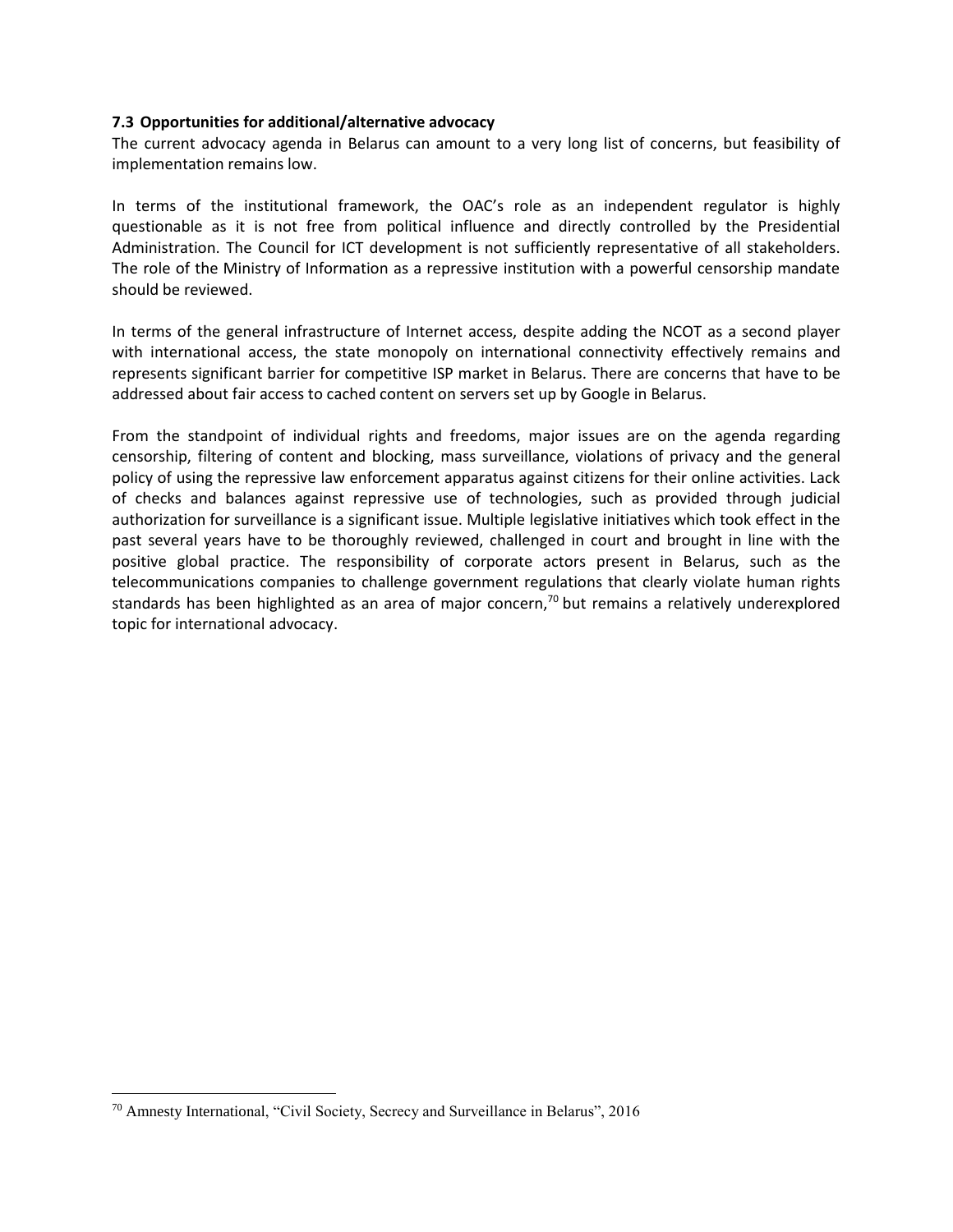### 7.3 Opportunities for additional/alternative advocacy

The current advocacy agenda in Belarus can amount to a very long list of concerns, but feasibility of implementation remains low.

In terms of the institutional framework, the OAC's role as an independent regulator is highly questionable as it is not free from political influence and directly controlled by the Presidential Administration. The Council for ICT development is not sufficiently representative of all stakeholders. The role of the Ministry of Information as a repressive institution with a powerful censorship mandate should be reviewed.

In terms of the general infrastructure of Internet access, despite adding the NCOT as a second player with international access, the state monopoly on international connectivity effectively remains and represents significant barrier for competitive ISP market in Belarus. There are concerns that have to be addressed about fair access to cached content on servers set up by Google in Belarus.

From the standpoint of individual rights and freedoms, major issues are on the agenda regarding censorship, filtering of content and blocking, mass surveillance, violations of privacy and the general policy of using the repressive law enforcement apparatus against citizens for their online activities. Lack of checks and balances against repressive use of technologies, such as provided through judicial authorization for surveillance is a significant issue. Multiple legislative initiatives which took effect in the past several years have to be thoroughly reviewed, challenged in court and brought in line with the positive global practice. The responsibility of corporate actors present in Belarus, such as the telecommunications companies to challenge government regulations that clearly violate human rights standards has been highlighted as an area of major concern,[70] but remains a relatively underexplored topic for international advocacy.

[70] Amnesty International, "Civil Society, Secrecy and Surveillance in Belarus", 2016